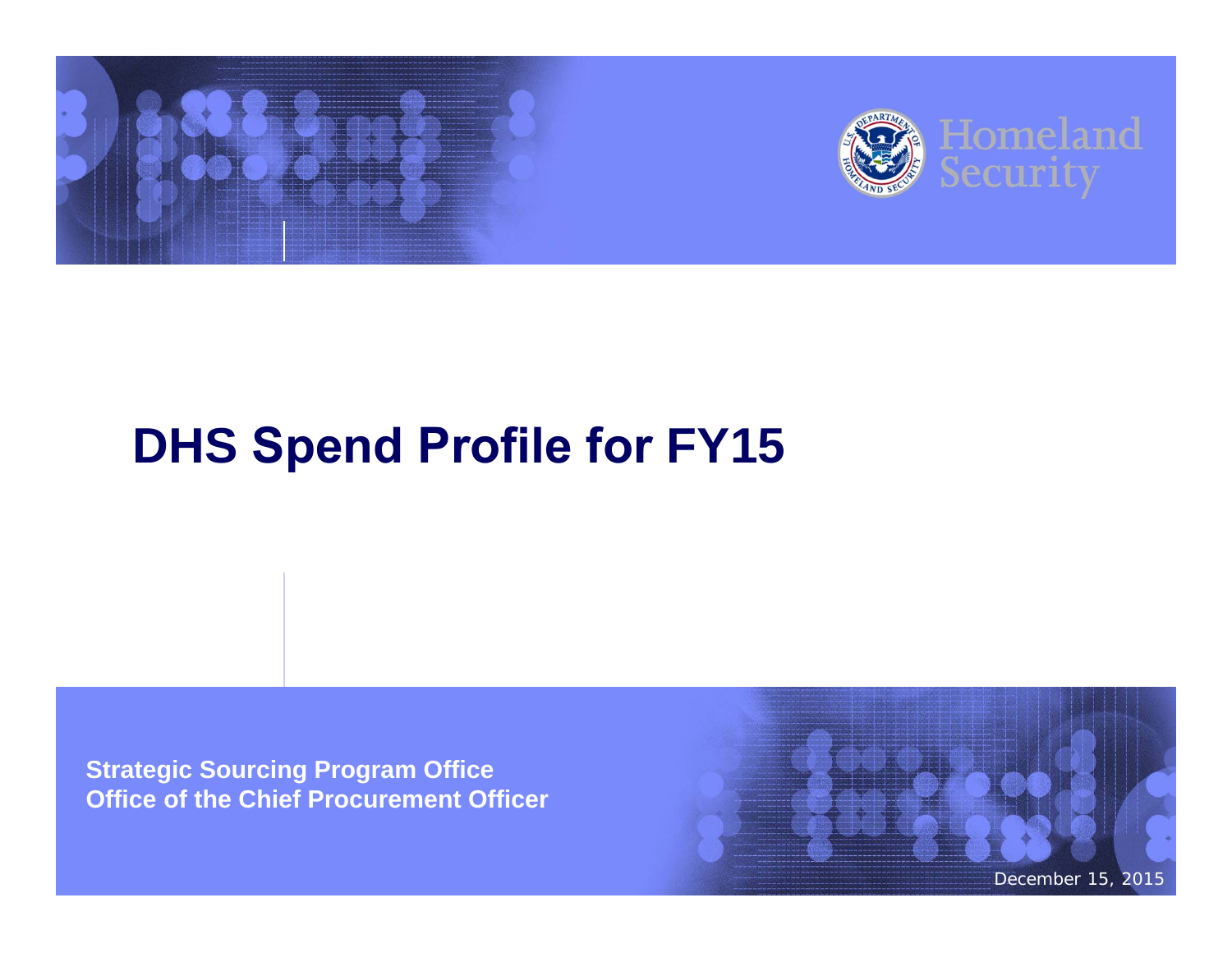Homeland Security

# DHS Spend Profile for FY15

**Strategic Sourcing Program Office**
**Office of the Chief Procurement Officer**

December 15, 2015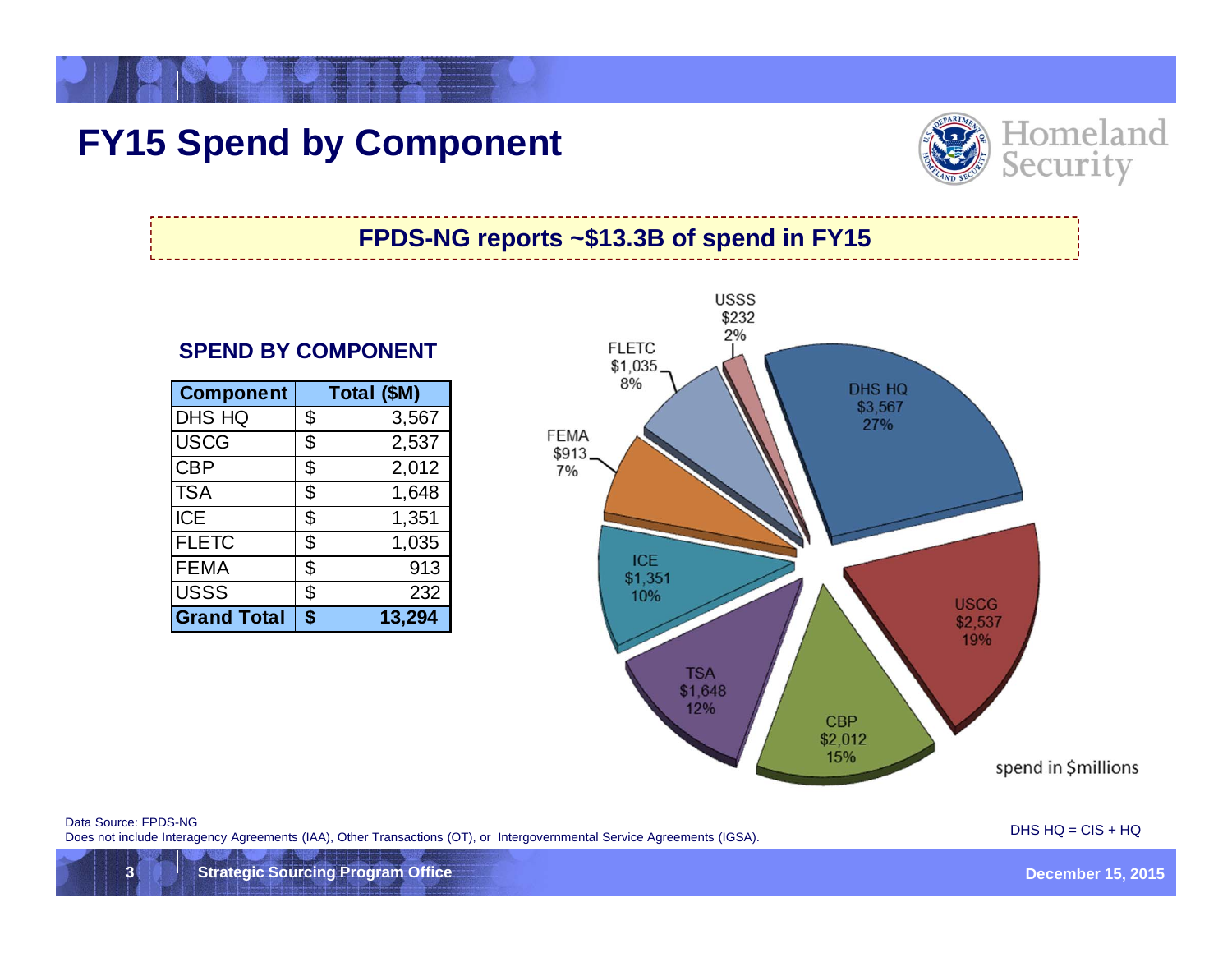# FY15 Spend by Component

**FPDS-NG reports ~$13.3B of spend in FY15**

### SPEND BY COMPONENT

| Component | Total ($M) | |
|---|---|---|
| DHS HQ | $ | 3,567 |
| USCG | $ | 2,537 |
| CBP | $ | 2,012 |
| TSA | $ | 1,648 |
| ICE | $ | 1,351 |
| FLETC | $ | 1,035 |
| FEMA | $ | 913 |
| USSS | $ | 232 |
| **Grand Total** | **$** | **13,294** |

DHS HQ $3,567 27%
USCG $2,537 19%
CBP $2,012 15%
TSA $1,648 12%
ICE $1,351 10%
FEMA $913 7%
FLETC $1,035 8%
USSS $232 2%

spend in $millions

Data Source: FPDS-NG
Does not include Interagency Agreements (IAA), Other Transactions (OT), or Intergovernmental Service Agreements (IGSA).

DHS HQ = CIS + HQ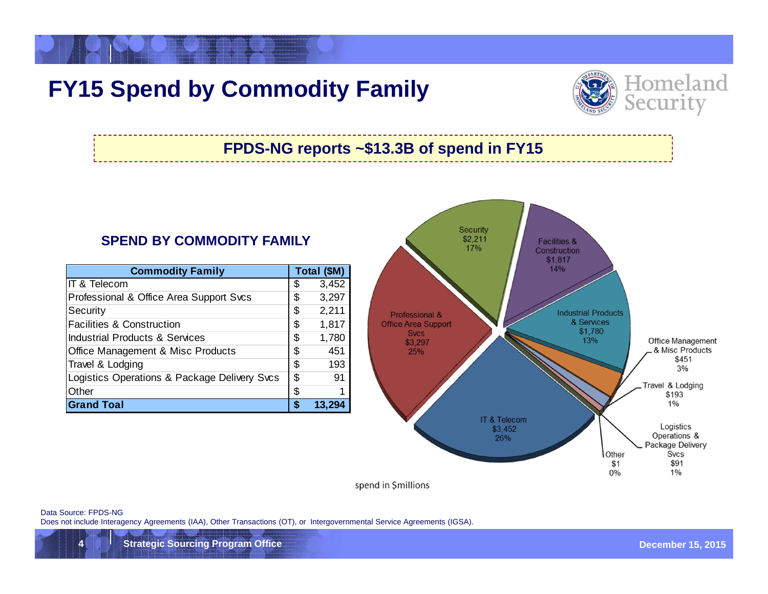# FY15 Spend by Commodity Family

**FPDS-NG reports ~$13.3B of spend in FY15**

### SPEND BY COMMODITY FAMILY

| Commodity Family | Total ($M) | |
|---|---|---|
| IT & Telecom | $ | 3,452 |
| Professional & Office Area Support Svcs | $ | 3,297 |
| Security | $ | 2,211 |
| Facilities & Construction | $ | 1,817 |
| Industrial Products & Services | $ | 1,780 |
| Office Management & Misc Products | $ | 451 |
| Travel & Lodging | $ | 193 |
| Logistics Operations & Package Delivery Svcs | $ | 91 |
| Other | $ | 1 |
| **Grand Toal** | **$** | **13,294** |

Security $2,211 17%
Facilities & Construction $1,817 14%
Industrial Products & Services $1,780 13%
Office Management & Misc Products $451 3%
Travel & Lodging $193 1%
Logistics Operations & Package Delivery Svcs $91 1%
Other $1 0%
IT & Telecom $3,452 26%
Professional & Office Area Support Svcs $3,297 25%

spend in $millions

Data Source: FPDS-NG
Does not include Interagency Agreements (IAA), Other Transactions (OT), or Intergovernmental Service Agreements (IGSA).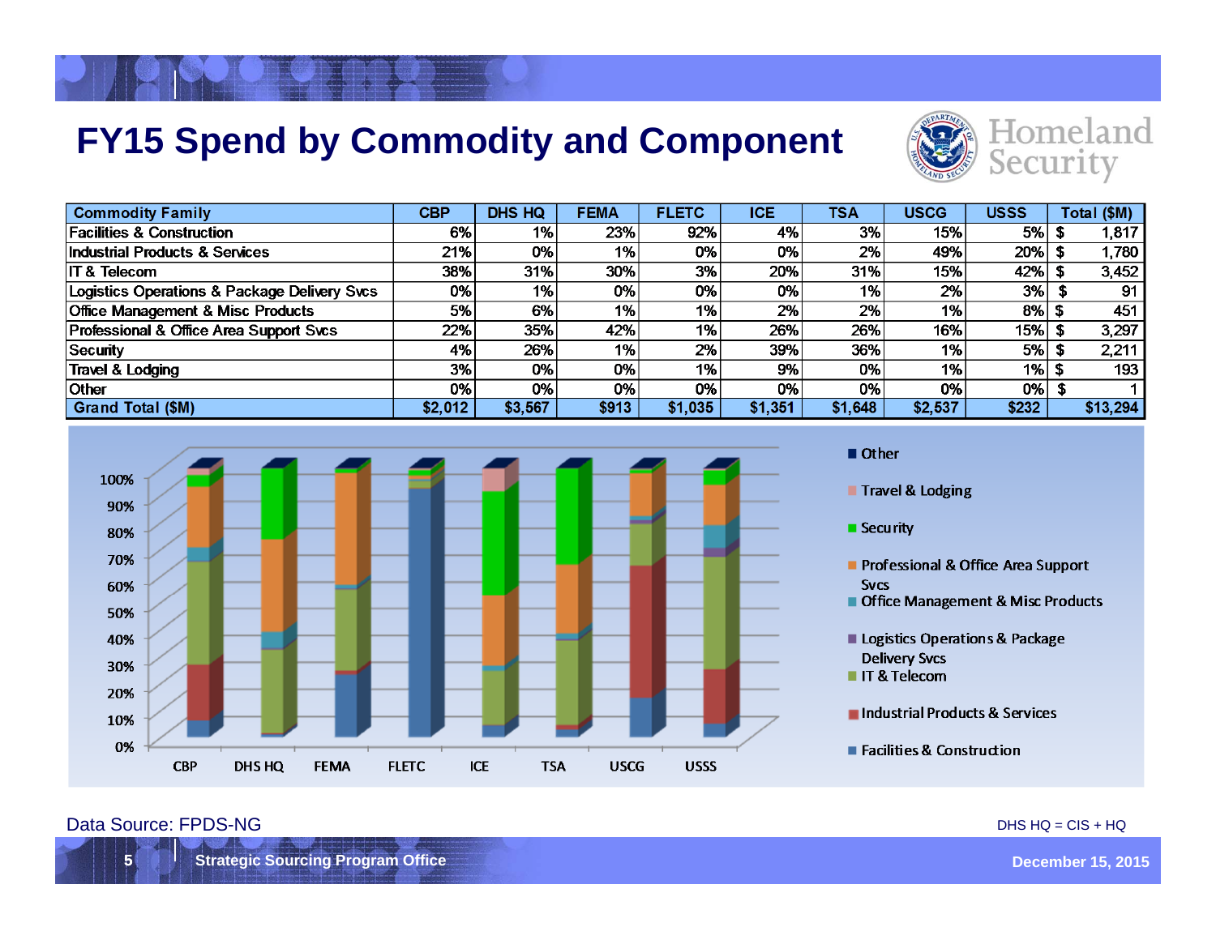# FY15 Spend by Commodity and Component

| Commodity Family | CBP | DHS HQ | FEMA | FLETC | ICE | TSA | USCG | USSS | Total ($M) |
|---|---|---|---|---|---|---|---|---|---|
| Facilities & Construction | 6% | 1% | 23% | 92% | 4% | 3% | 15% | 5% | $ 1,817 |
| Industrial Products & Services | 21% | 0% | 1% | 0% | 0% | 2% | 49% | 20% | $ 1,780 |
| IT & Telecom | 38% | 31% | 30% | 3% | 20% | 31% | 15% | 42% | $ 3,452 |
| Logistics Operations & Package Delivery Svcs | 0% | 1% | 0% | 0% | 0% | 1% | 2% | 3% | $ 91 |
| Office Management & Misc Products | 5% | 6% | 1% | 1% | 2% | 2% | 1% | 8% | $ 451 |
| Professional & Office Area Support Svcs | 22% | 35% | 42% | 1% | 26% | 26% | 16% | 15% | $ 3,297 |
| Security | 4% | 26% | 1% | 2% | 39% | 36% | 1% | 5% | $ 2,211 |
| Travel & Lodging | 3% | 0% | 0% | 1% | 9% | 0% | 1% | 1% | $ 193 |
| Other | 0% | 0% | 0% | 0% | 0% | 0% | 0% | 0% | $ 1 |
| **Grand Total ($M)** | **$2,012** | **$3,567** | **$913** | **$1,035** | **$1,351** | **$1,648** | **$2,537** | **$232** | **$13,294** |

Data Source: FPDS-NG

DHS HQ = CIS + HQ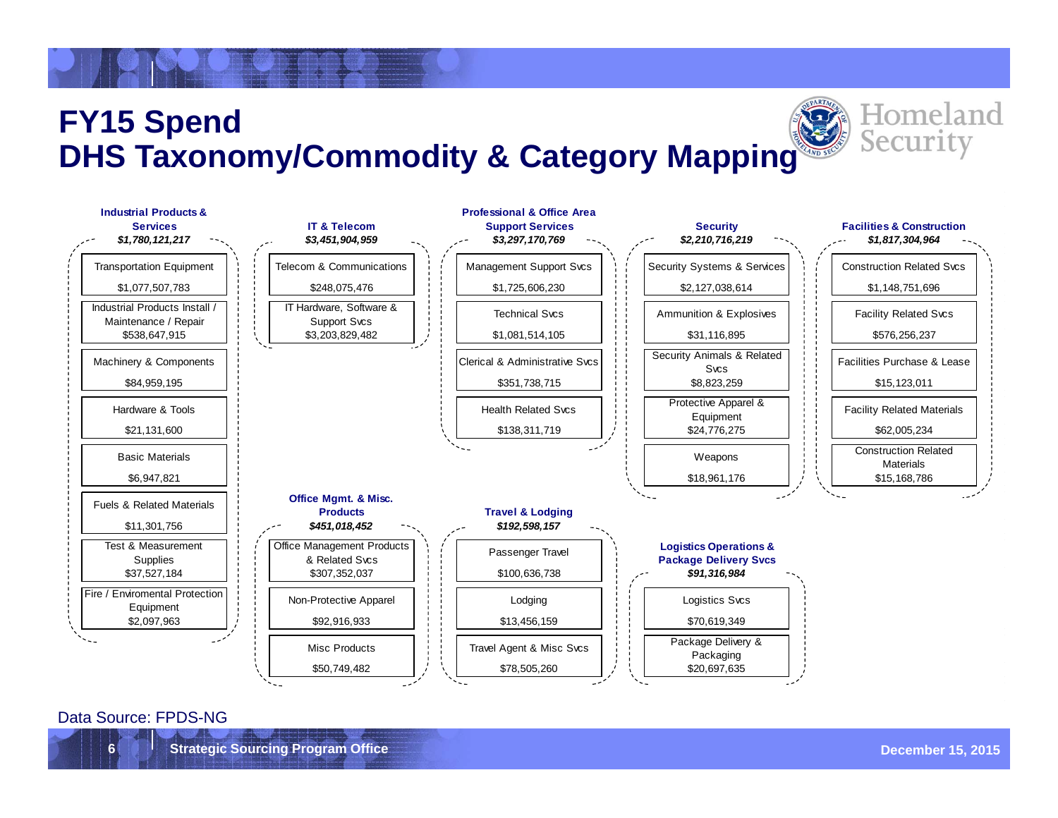# FY15 Spend
# DHS Taxonomy/Commodity & Category Mapping

### Industrial Products & Services — *$1,780,121,217*

| Commodity | Spend |
|---|---|
| Transportation Equipment | $1,077,507,783 |
| Industrial Products Install / Maintenance / Repair | $538,647,915 |
| Machinery & Components | $84,959,195 |
| Hardware & Tools | $21,131,600 |
| Basic Materials | $6,947,821 |
| Fuels & Related Materials | $11,301,756 |
| Test & Measurement Supplies | $37,527,184 |
| Fire / Enviromental Protection Equipment | $2,097,963 |

### IT & Telecom — *$3,451,904,959*

| Commodity | Spend |
|---|---|
| Telecom & Communications | $248,075,476 |
| IT Hardware, Software & Support Svcs | $3,203,829,482 |

### Professional & Office Area Support Services — *$3,297,170,769*

| Commodity | Spend |
|---|---|
| Management Support Svcs | $1,725,606,230 |
| Technical Svcs | $1,081,514,105 |
| Clerical & Administrative Svcs | $351,738,715 |
| Health Related Svcs | $138,311,719 |

### Security — *$2,210,716,219*

| Commodity | Spend |
|---|---|
| Security Systems & Services | $2,127,038,614 |
| Ammunition & Explosives | $31,116,895 |
| Security Animals & Related Svcs | $8,823,259 |
| Protective Apparel & Equipment | $24,776,275 |
| Weapons | $18,961,176 |

### Facilities & Construction — *$1,817,304,964*

| Commodity | Spend |
|---|---|
| Construction Related Svcs | $1,148,751,696 |
| Facility Related Svcs | $576,256,237 |
| Facilities Purchase & Lease | $15,123,011 |
| Facility Related Materials | $62,005,234 |
| Construction Related Materials | $15,168,786 |

### Office Mgmt. & Misc. Products — *$451,018,452*

| Commodity | Spend |
|---|---|
| Office Management Products & Related Svcs | $307,352,037 |
| Non-Protective Apparel | $92,916,933 |
| Misc Products | $50,749,482 |

### Travel & Lodging — *$192,598,157*

| Commodity | Spend |
|---|---|
| Passenger Travel | $100,636,738 |
| Lodging | $13,456,159 |
| Travel Agent & Misc Svcs | $78,505,260 |

### Logistics Operations & Package Delivery Svcs — *$91,316,984*

| Commodity | Spend |
|---|---|
| Logistics Svcs | $70,619,349 |
| Package Delivery & Packaging | $20,697,635 |

Data Source: FPDS-NG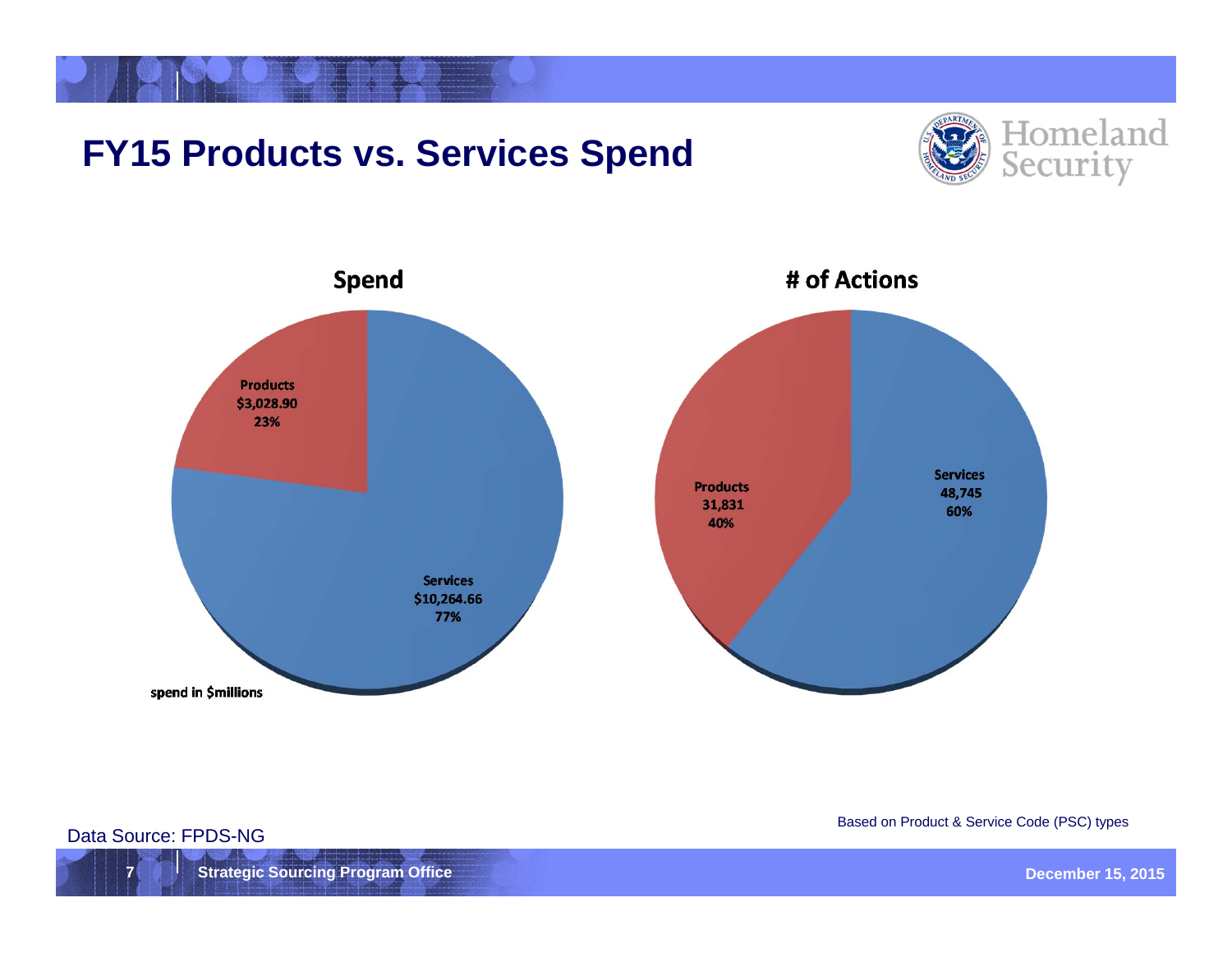# FY15 Products vs. Services Spend

Homeland Security

## Spend

Products
$3,028.90
23%

Services
$10,264.66
77%

spend in $millions

## # of Actions

Products
31,831
40%

Services
48,745
60%

Data Source: FPDS-NG

Based on Product & Service Code (PSC) types

Strategic Sourcing Program Office

December 15, 2015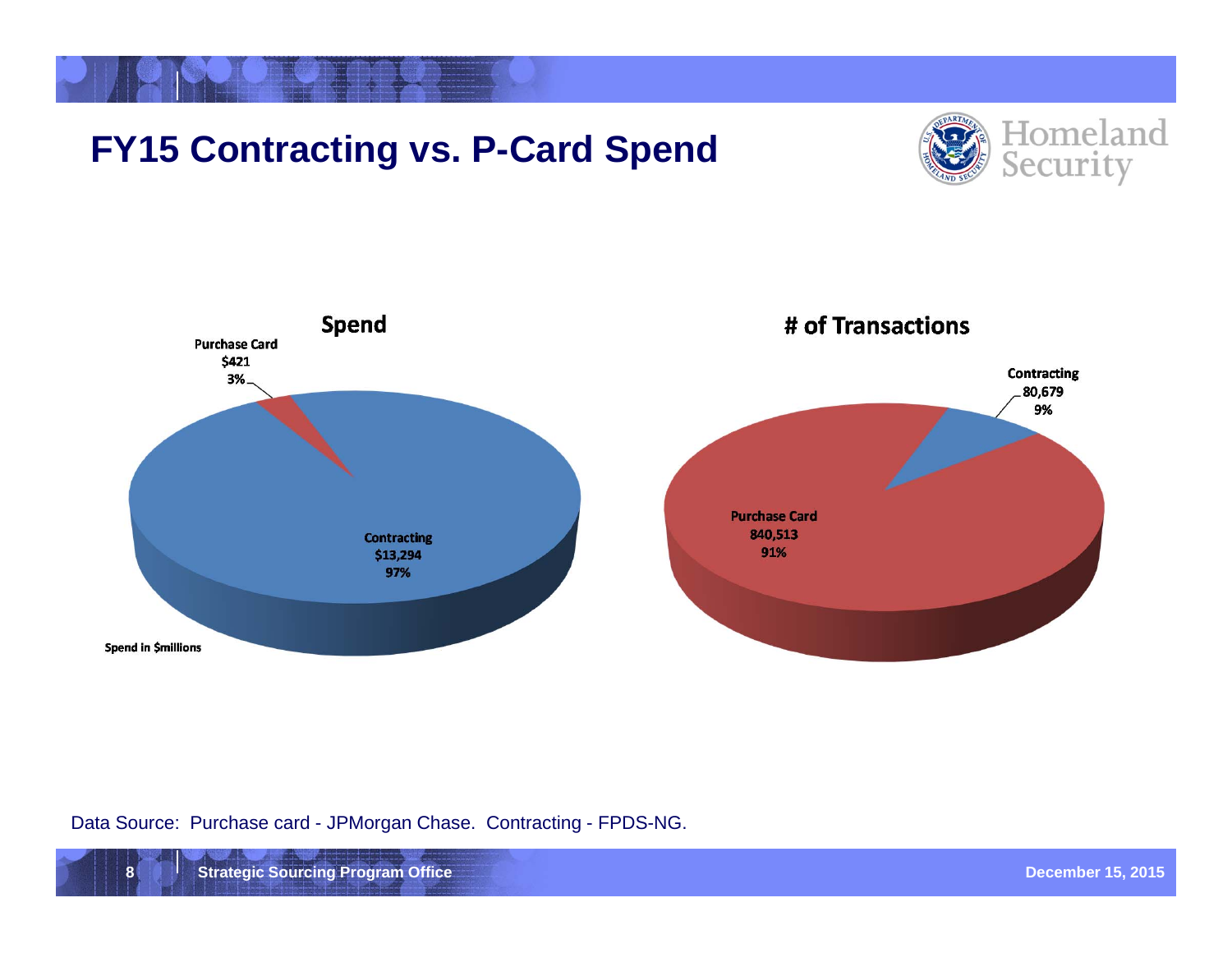# FY15 Contracting vs. P-Card Spend

Homeland Security

**Spend**

Purchase Card
$421
3%

Contracting
$13,294
97%

Spend in $millions

**# of Transactions**

Contracting
80,679
9%

Purchase Card
840,513
91%

Data Source: Purchase card - JPMorgan Chase. Contracting - FPDS-NG.

Strategic Sourcing Program Office

December 15, 2015